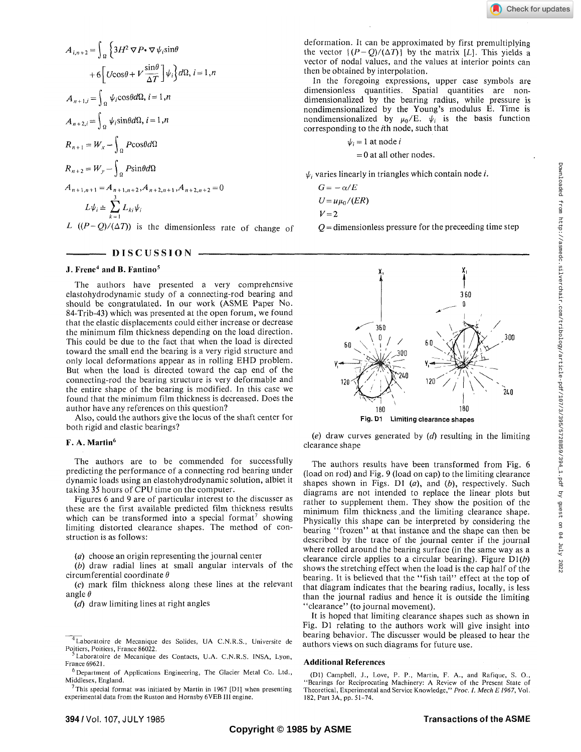$$A_{i,n+2} = \int_\Omega \left\{ 3H^2 \nabla P \cdot \nabla \psi_i \sin\theta + 6\left[ U\cos\theta + V\frac{\sin\theta}{\Delta T} \right] \psi_i \right\} d\Omega, \; i = 1, n$$

$$A_{n+1,i} = \int_\Omega \psi_i \cos\theta d\Omega, \; i = 1, n$$

$$A_{n+2,i} = \int_\Omega \psi_i \sin\theta d\Omega, \; i = 1, n$$

$$R_{n+1} = W_x - \int_\Omega P\cos\theta d\Omega$$

$$R_{n+2} = W_y - \int_\Omega P\sin\theta d\Omega$$

$$A_{n+1,n+1} = A_{n+1,n+2}, A_{n+2,n+1}, A_{n+2,n+2} = 0$$

$$L\psi_i \doteq \sum_{k=1}^{3} L_{ki}\psi_i$$

$L \; ((P-Q)/(\Delta T))$ is the dimensionless rate of change of deformation. It can be approximated by first premultiplying the vector $\{(P-Q)/(\Delta T)\}$ by the matrix $[L]$. This yields a vector of nodal values, and the values at interior points can then be obtained by interpolation.

In the foregoing expressions, upper case symbols are dimensionless quantities. Spatial quantities are nondimensionalized by the bearing radius, while pressure is nondimensionalized by the Young's modulus E. Time is nondimensionalized by $\mu_0/E$. $\psi_i$ is the basis function corresponding to the $i$th node, such that

$$\psi_i = 1 \text{ at node } i$$
$$= 0 \text{ at all other nodes.}$$

$\psi_i$ varies linearly in triangles which contain node $i$.

$G = -\alpha/E$

$U = u\mu_0/(ER)$

$V = 2$

$Q$ = dimensionless pressure for the preceeding time step

## DISCUSSION

### J. Frene[4] and B. Fantino[5]

The authors have presented a very comprehensive elastohydrodynamic study of a connecting-rod bearing and should be congratulated. In our work (ASME Paper No. 84-Trib-43) which was presented at the open forum, we found that the elastic displacements could either increase or decrease the minimum film thickness depending on the load direction. This could be due to the fact that when the load is directed toward the small end the bearing is a very rigid structure and only local deformations appear as in rolling EHD problem. But when the load is directed toward the cap end of the connecting-rod the bearing structure is very deformable and the entire shape of the bearing is modified. In this case we found that the minimum film thickness is decreased. Does the author have any references on this question?

Also, could the authors give the locus of the shaft center for both rigid and elastic bearings?

### F. A. Martin[6]

The authors are to be commended for successfully predicting the performance of a connecting rod bearing under dynamic loads using an elastohydrodynamic solution, albiet it taking 35 hours of CPU time on the computer.

Figures 6 and 9 are of particular interest to the discusser as these are the first available predicted film thickness results which can be transformed into a special format[7] showing limiting distorted clearance shapes. The method of construction is as follows:

(*a*) choose an origin representing the journal center

(*b*) draw radial lines at small angular intervals of the circumferential coordinate $\theta$

(*c*) mark film thickness along these lines at the relevant angle $\theta$

(*d*) draw limiting lines at right angles

**Fig. D1 Limiting clearance shapes**

(*e*) draw curves generated by (*d*) resulting in the limiting clearance shape

The authors results have been transformed from Fig. 6 (load on rod) and Fig. 9 (load on cap) to the limiting clearance shapes shown in Figs. D1 (*a*), and (*b*), respectively. Such diagrams are not intended to replace the linear plots but rather to supplement them. They show the position of the minimum film thickness and the limiting clearance shape. Physically this shape can be interpreted by considering the bearing "frozen" at that instance and the shape can then be described by the trace of the journal center if the journal where rolled around the bearing surface (in the same way as a clearance circle applies to a circular bearing). Figure D1(*b*) shows the stretching effect when the load is the cap half of the bearing. It is believed that the "fish tail" effect at the top of that diagram indicates that the bearing radius, locally, is less than the journal radius and hence it is outside the limiting "clearance" (to journal movement).

It is hoped that limiting clearance shapes such as shown in Fig. D1 relating to the authors work will give insight into bearing behavior. The discusser would be pleased to hear the authors views on such diagrams for future use.

### Additional References

(D1) Campbell, J., Love, P. P., Martin, F. A., and Rafique, S. O., "Bearings for Reciprocating Machinery: A Review of the Present State of Theoretical, Experimental and Service Knowledge," *Proc. I. Mech E 1967*, Vol. 182, Part 3A, pp. 51–74.

---

[4] Laboratoire de Mecanique des Solides, UA C.N.R.S., Universite de Poitiers, Poitiers, France 86022.

[5] Laboratoire de Mecanique des Contacts, U.A. C.N.R.S. INSA, Lyon, France 69621.

[6] Department of Applications Engineering, The Glacier Metal Co. Ltd., Middlesex, England.

[7] This special format was initiated by Martin in 1967 [D1] when presenting experimental data from the Ruston and Hornsby 6VEB III engine.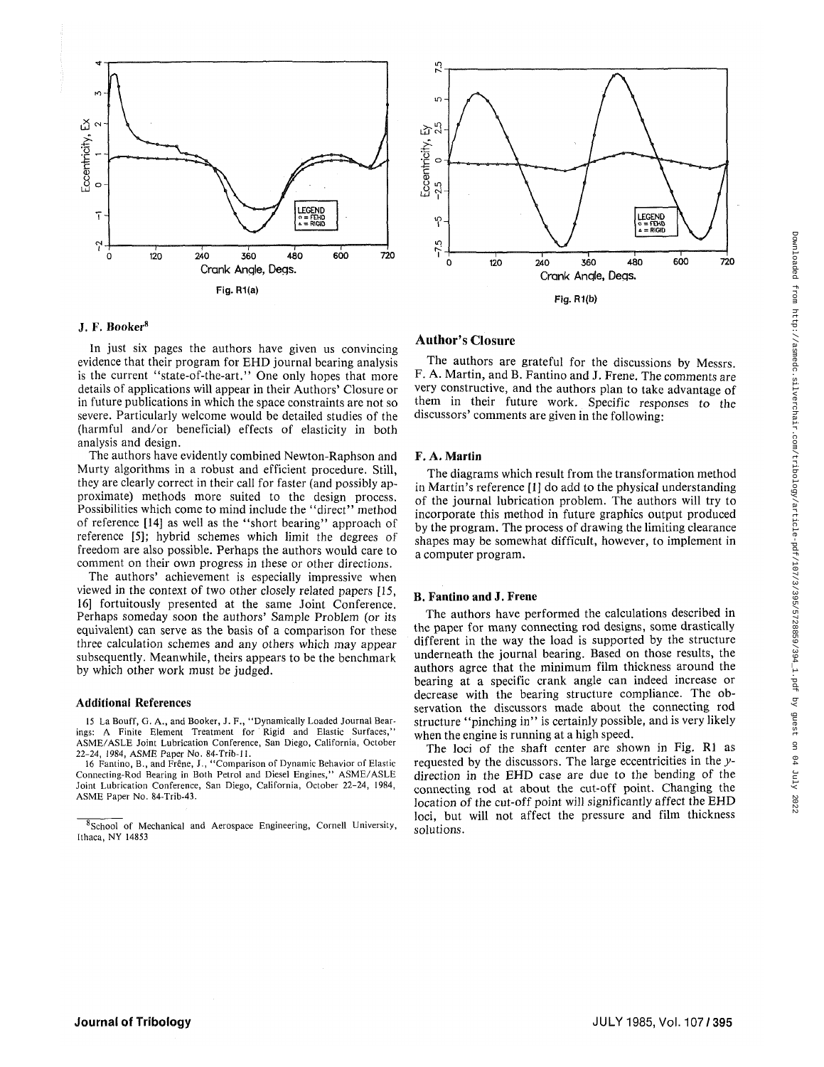Eccentricity, Ex

4
3
2
1
0
-1
-2

0 120 240 360 480 600 720

Crank Angle, Degs.

LEGEND
o = FEHD
Δ = RIGID

Fig. R1(a)

Eccentricity, Ey

7.5
5
2.5
0
-2.5
-5
-7.5

0 120 240 360 480 600 720

Crank Angle, Degs.

LEGEND
o = FEHD
Δ = RIGID

Fig. R1(b)

## J. F. Booker[8]

In just six pages the authors have given us convincing evidence that their program for EHD journal bearing analysis is the current "state-of-the-art." One only hopes that more details of applications will appear in their Authors' Closure or in future publications in which the space constraints are not so severe. Particularly welcome would be detailed studies of the (harmful and/or beneficial) effects of elasticity in both analysis and design.

The authors have evidently combined Newton-Raphson and Murty algorithms in a robust and efficient procedure. Still, they are clearly correct in their call for faster (and possibly approximate) methods more suited to the design process. Possibilities which come to mind include the "direct" method of reference [14] as well as the "short bearing" approach of reference [5]; hybrid schemes which limit the degrees of freedom are also possible. Perhaps the authors would care to comment on their own progress in these or other directions.

The authors' achievement is especially impressive when viewed in the context of two other closely related papers [15, 16] fortuitously presented at the same Joint Conference. Perhaps someday soon the authors' Sample Problem (or its equivalent) can serve as the basis of a comparison for these three calculation schemes and any others which may appear subsequently. Meanwhile, theirs appears to be the benchmark by which other work must be judged.

### Additional References

15 La Bouff, G. A., and Booker, J. F., "Dynamically Loaded Journal Bearings: A Finite Element Treatment for Rigid and Elastic Surfaces," ASME/ASLE Joint Lubrication Conference, San Diego, California, October 22-24, 1984, ASME Paper No. 84-Trib-11.

16 Fantino, B., and Frêne, J., "Comparison of Dynamic Behavior of Elastic Connecting-Rod Bearing in Both Petrol and Diesel Engines," ASME/ASLE Joint Lubrication Conference, San Diego, California, October 22-24, 1984, ASME Paper No. 84-Trib-43.

[8]School of Mechanical and Aerospace Engineering, Cornell University, Ithaca, NY 14853

## Author's Closure

The authors are grateful for the discussions by Messrs. F. A. Martin, and B. Fantino and J. Frene. The comments are very constructive, and the authors plan to take advantage of them in their future work. Specific responses to the discussors' comments are given in the following:

### F. A. Martin

The diagrams which result from the transformation method in Martin's reference [1] do add to the physical understanding of the journal lubrication problem. The authors will try to incorporate this method in future graphics output produced by the program. The process of drawing the limiting clearance shapes may be somewhat difficult, however, to implement in a computer program.

### B. Fantino and J. Frene

The authors have performed the calculations described in the paper for many connecting rod designs, some drastically different in the way the load is supported by the structure underneath the journal bearing. Based on those results, the authors agree that the minimum film thickness around the bearing at a specific crank angle can indeed increase or decrease with the bearing structure compliance. The observation the discussors made about the connecting rod structure "pinching in" is certainly possible, and is very likely when the engine is running at a high speed.

The loci of the shaft center are shown in Fig. R1 as requested by the discussors. The large eccentricities in the $y$-direction in the EHD case are due to the bending of the connecting rod at about the cut-off point. Changing the location of the cut-off point will significantly affect the EHD loci, but will not affect the pressure and film thickness solutions.